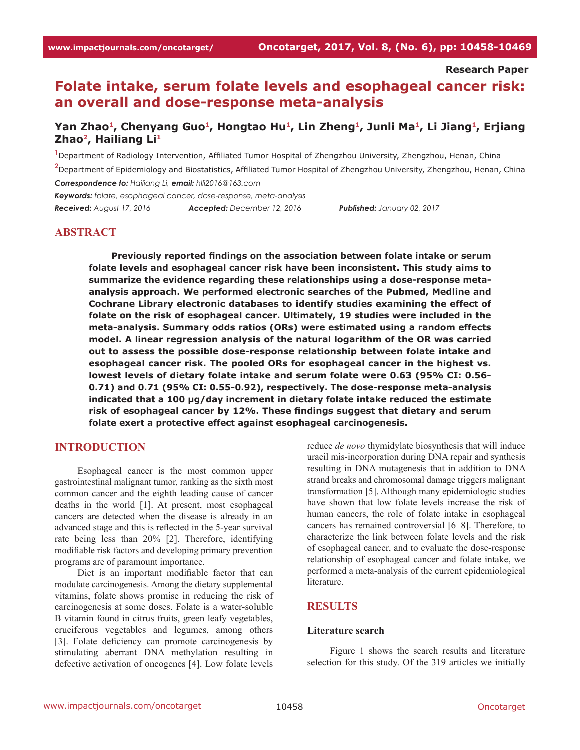Research Paper

# Folate intake, serum folate levels and esophageal cancer risk: an overall and dose-response meta-analysis

**Yan Zhao[1], Chenyang Guo[1], Hongtao Hu[1], Lin Zheng[1], Junli Ma[1], Li Jiang[1], Erjiang Zhao[2], Hailiang Li[1]**

[1]Department of Radiology Intervention, Affiliated Tumor Hospital of Zhengzhou University, Zhengzhou, Henan, China

[2]Department of Epidemiology and Biostatistics, Affiliated Tumor Hospital of Zhengzhou University, Zhengzhou, Henan, China

***Correspondence to:*** *Hailiang Li,* ***email:*** *hlli2016@163.com*

***Keywords:*** *folate, esophageal cancer, dose-response, meta-analysis*

***Received:*** *August 17, 2016* ***Accepted:*** *December 12, 2016* ***Published:*** *January 02, 2017*

## ABSTRACT

**Previously reported findings on the association between folate intake or serum folate levels and esophageal cancer risk have been inconsistent. This study aims to summarize the evidence regarding these relationships using a dose-response meta-analysis approach. We performed electronic searches of the Pubmed, Medline and Cochrane Library electronic databases to identify studies examining the effect of folate on the risk of esophageal cancer. Ultimately, 19 studies were included in the meta-analysis. Summary odds ratios (ORs) were estimated using a random effects model. A linear regression analysis of the natural logarithm of the OR was carried out to assess the possible dose-response relationship between folate intake and esophageal cancer risk. The pooled ORs for esophageal cancer in the highest vs. lowest levels of dietary folate intake and serum folate were 0.63 (95% CI: 0.56-0.71) and 0.71 (95% CI: 0.55-0.92), respectively. The dose-response meta-analysis indicated that a 100 μg/day increment in dietary folate intake reduced the estimate risk of esophageal cancer by 12%. These findings suggest that dietary and serum folate exert a protective effect against esophageal carcinogenesis.**

## INTRODUCTION

Esophageal cancer is the most common upper gastrointestinal malignant tumor, ranking as the sixth most common cancer and the eighth leading cause of cancer deaths in the world [1]. At present, most esophageal cancers are detected when the disease is already in an advanced stage and this is reflected in the 5-year survival rate being less than 20% [2]. Therefore, identifying modifiable risk factors and developing primary prevention programs are of paramount importance.

Diet is an important modifiable factor that can modulate carcinogenesis. Among the dietary supplemental vitamins, folate shows promise in reducing the risk of carcinogenesis at some doses. Folate is a water-soluble B vitamin found in citrus fruits, green leafy vegetables, cruciferous vegetables and legumes, among others [3]. Folate deficiency can promote carcinogenesis by stimulating aberrant DNA methylation resulting in defective activation of oncogenes [4]. Low folate levels reduce *de novo* thymidylate biosynthesis that will induce uracil mis-incorporation during DNA repair and synthesis resulting in DNA mutagenesis that in addition to DNA strand breaks and chromosomal damage triggers malignant transformation [5]. Although many epidemiologic studies have shown that low folate levels increase the risk of human cancers, the role of folate intake in esophageal cancers has remained controversial [6–8]. Therefore, to characterize the link between folate levels and the risk of esophageal cancer, and to evaluate the dose-response relationship of esophageal cancer and folate intake, we performed a meta-analysis of the current epidemiological literature.

## RESULTS

### Literature search

Figure 1 shows the search results and literature selection for this study. Of the 319 articles we initially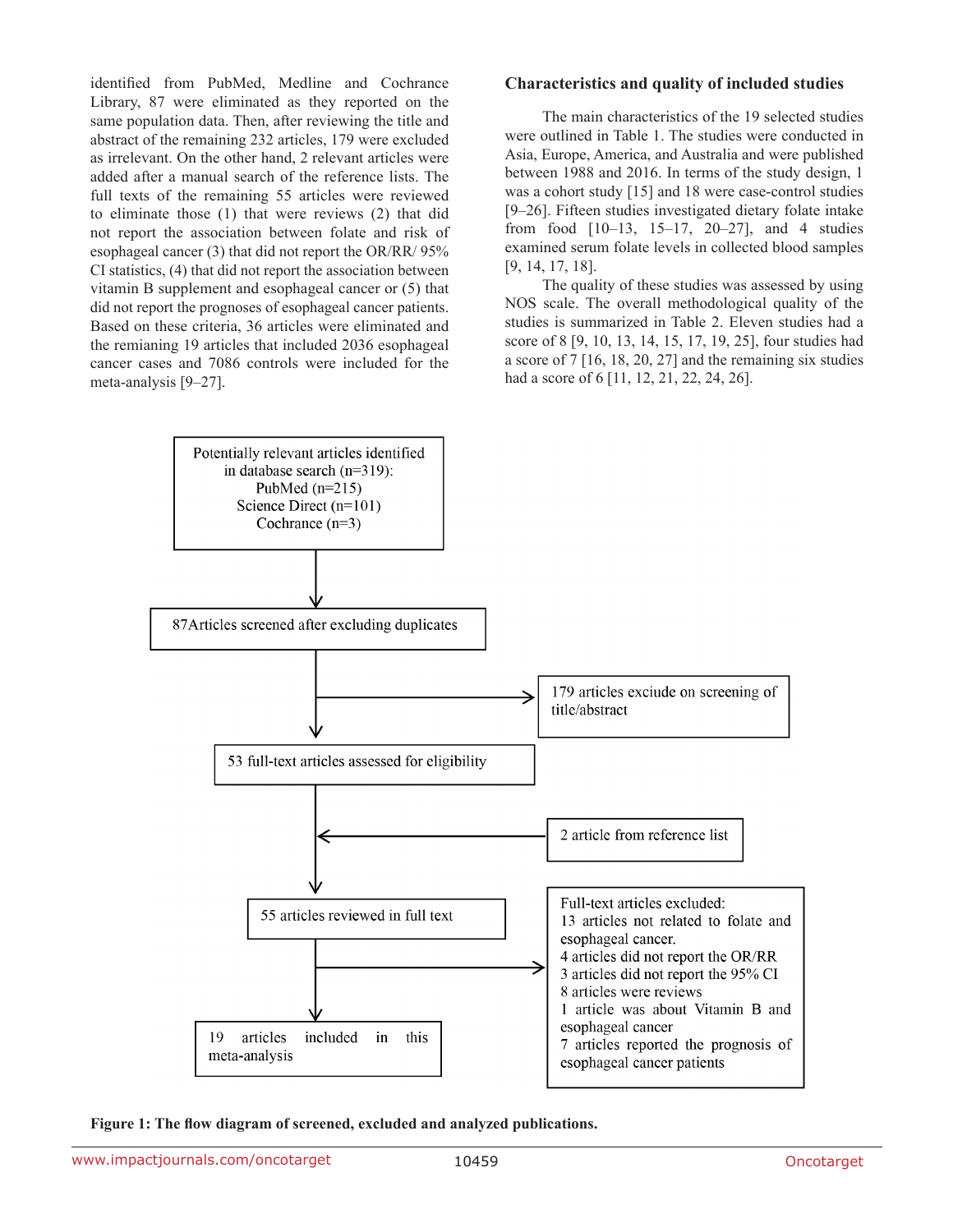identified from PubMed, Medline and Cochrance Library, 87 were eliminated as they reported on the same population data. Then, after reviewing the title and abstract of the remaining 232 articles, 179 were excluded as irrelevant. On the other hand, 2 relevant articles were added after a manual search of the reference lists. The full texts of the remaining 55 articles were reviewed to eliminate those (1) that were reviews (2) that did not report the association between folate and risk of esophageal cancer (3) that did not report the OR/RR/ 95% CI statistics, (4) that did not report the association between vitamin B supplement and esophageal cancer or (5) that did not report the prognoses of esophageal cancer patients. Based on these criteria, 36 articles were eliminated and the remianing 19 articles that included 2036 esophageal cancer cases and 7086 controls were included for the meta-analysis [9–27].

### Characteristics and quality of included studies

The main characteristics of the 19 selected studies were outlined in Table 1. The studies were conducted in Asia, Europe, America, and Australia and were published between 1988 and 2016. In terms of the study design, 1 was a cohort study [15] and 18 were case-control studies [9–26]. Fifteen studies investigated dietary folate intake from food [10–13, 15–17, 20–27], and 4 studies examined serum folate levels in collected blood samples [9, 14, 17, 18].

The quality of these studies was assessed by using NOS scale. The overall methodological quality of the studies is summarized in Table 2. Eleven studies had a score of 8 [9, 10, 13, 14, 15, 17, 19, 25], four studies had a score of 7 [16, 18, 20, 27] and the remaining six studies had a score of 6 [11, 12, 21, 22, 24, 26].

Potentially relevant articles identified in database search (n=319): PubMed (n=215) Science Direct (n=101) Cochrance (n=3)

87Articles screened after excluding duplicates

179 articles exciude on screening of title/abstract

53 full-text articles assessed for eligibility

2 article from reference list

55 articles reviewed in full text

Full-text articles excluded:
13 articles not related to folate and esophageal cancer.
4 articles did not report the OR/RR
3 articles did not report the 95% CI
8 articles were reviews
1 article was about Vitamin B and esophageal cancer
7 articles reported the prognosis of esophageal cancer patients

19 articles included in this meta-analysis

**Figure 1: The flow diagram of screened, excluded and analyzed publications.**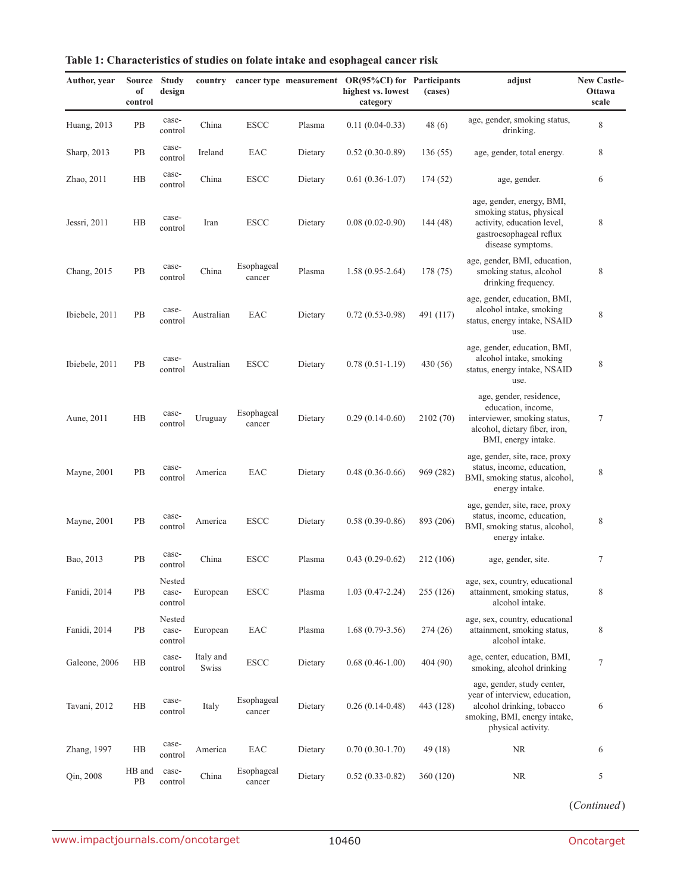**Table 1: Characteristics of studies on folate intake and esophageal cancer risk**

| Author, year | Source of control | Study design | country | cancer type | measurement | OR(95%CI) for highest vs. lowest category | Participants (cases) | adjust | New Castle-Ottawa scale |
|---|---|---|---|---|---|---|---|---|---|
| Huang, 2013 | PB | case-control | China | ESCC | Plasma | 0.11 (0.04-0.33) | 48 (6) | age, gender, smoking status, drinking. | 8 |
| Sharp, 2013 | PB | case-control | Ireland | EAC | Dietary | 0.52 (0.30-0.89) | 136 (55) | age, gender, total energy. | 8 |
| Zhao, 2011 | HB | case-control | China | ESCC | Dietary | 0.61 (0.36-1.07) | 174 (52) | age, gender. | 6 |
| Jessri, 2011 | HB | case-control | Iran | ESCC | Dietary | 0.08 (0.02-0.90) | 144 (48) | age, gender, energy, BMI, smoking status, physical activity, education level, gastroesophageal reflux disease symptoms. | 8 |
| Chang, 2015 | PB | case-control | China | Esophageal cancer | Plasma | 1.58 (0.95-2.64) | 178 (75) | age, gender, BMI, education, smoking status, alcohol drinking frequency. | 8 |
| Ibiebele, 2011 | PB | case-control | Australian | EAC | Dietary | 0.72 (0.53-0.98) | 491 (117) | age, gender, education, BMI, alcohol intake, smoking status, energy intake, NSAID use. | 8 |
| Ibiebele, 2011 | PB | case-control | Australian | ESCC | Dietary | 0.78 (0.51-1.19) | 430 (56) | age, gender, education, BMI, alcohol intake, smoking status, energy intake, NSAID use. | 8 |
| Aune, 2011 | HB | case-control | Uruguay | Esophageal cancer | Dietary | 0.29 (0.14-0.60) | 2102 (70) | age, gender, residence, education, income, interviewer, smoking status, alcohol, dietary fiber, iron, BMI, energy intake. | 7 |
| Mayne, 2001 | PB | case-control | America | EAC | Dietary | 0.48 (0.36-0.66) | 969 (282) | age, gender, site, race, proxy status, income, education, BMI, smoking status, alcohol, energy intake. | 8 |
| Mayne, 2001 | PB | case-control | America | ESCC | Dietary | 0.58 (0.39-0.86) | 893 (206) | age, gender, site, race, proxy status, income, education, BMI, smoking status, alcohol, energy intake. | 8 |
| Bao, 2013 | PB | case-control | China | ESCC | Plasma | 0.43 (0.29-0.62) | 212 (106) | age, gender, site. | 7 |
| Fanidi, 2014 | PB | Nested case-control | European | ESCC | Plasma | 1.03 (0.47-2.24) | 255 (126) | age, sex, country, educational attainment, smoking status, alcohol intake. | 8 |
| Fanidi, 2014 | PB | Nested case-control | European | EAC | Plasma | 1.68 (0.79-3.56) | 274 (26) | age, sex, country, educational attainment, smoking status, alcohol intake. | 8 |
| Galeone, 2006 | HB | case-control | Italy and Swiss | ESCC | Dietary | 0.68 (0.46-1.00) | 404 (90) | age, center, education, BMI, smoking, alcohol drinking | 7 |
| Tavani, 2012 | HB | case-control | Italy | Esophageal cancer | Dietary | 0.26 (0.14-0.48) | 443 (128) | age, gender, study center, year of interview, education, alcohol drinking, tobacco smoking, BMI, energy intake, physical activity. | 6 |
| Zhang, 1997 | HB | case-control | America | EAC | Dietary | 0.70 (0.30-1.70) | 49 (18) | NR | 6 |
| Qin, 2008 | HB and PB | case-control | China | Esophageal cancer | Dietary | 0.52 (0.33-0.82) | 360 (120) | NR | 5 |

(*Continued*)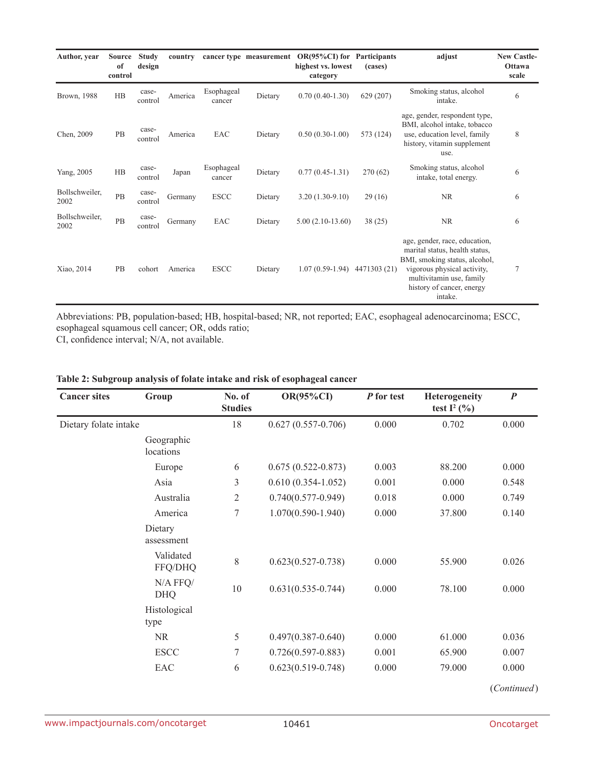| Author, year | Source of control | Study design | country | cancer type | measurement | OR(95%CI) for highest vs. lowest category | Participants (cases) | adjust | New Castle-Ottawa scale |
|---|---|---|---|---|---|---|---|---|---|
| Brown, 1988 | HB | case-control | America | Esophageal cancer | Dietary | 0.70 (0.40-1.30) | 629 (207) | Smoking status, alcohol intake. | 6 |
| Chen, 2009 | PB | case-control | America | EAC | Dietary | 0.50 (0.30-1.00) | 573 (124) | age, gender, respondent type, BMI, alcohol intake, tobacco use, education level, family history, vitamin supplement use. | 8 |
| Yang, 2005 | HB | case-control | Japan | Esophageal cancer | Dietary | 0.77 (0.45-1.31) | 270 (62) | Smoking status, alcohol intake, total energy. | 6 |
| Bollschweiler, 2002 | PB | case-control | Germany | ESCC | Dietary | 3.20 (1.30-9.10) | 29 (16) | NR | 6 |
| Bollschweiler, 2002 | PB | case-control | Germany | EAC | Dietary | 5.00 (2.10-13.60) | 38 (25) | NR | 6 |
| Xiao, 2014 | PB | cohort | America | ESCC | Dietary | 1.07 (0.59-1.94) | 4471303 (21) | age, gender, race, education, marital status, health status, BMI, smoking status, alcohol, vigorous physical activity, multivitamin use, family history of cancer, energy intake. | 7 |

Abbreviations: PB, population-based; HB, hospital-based; NR, not reported; EAC, esophageal adenocarcinoma; ESCC, esophageal squamous cell cancer; OR, odds ratio;
CI, confidence interval; N/A, not available.

**Table 2: Subgroup analysis of folate intake and risk of esophageal cancer**

| Cancer sites | Group | No. of Studies | OR(95%CI) | *P* for test | Heterogeneity test $I^2$ (%) | *P* |
|---|---|---|---|---|---|---|
| Dietary folate intake | | 18 | 0.627 (0.557-0.706) | 0.000 | 0.702 | 0.000 |
| | Geographic locations | | | | | |
| | Europe | 6 | 0.675 (0.522-0.873) | 0.003 | 88.200 | 0.000 |
| | Asia | 3 | 0.610 (0.354-1.052) | 0.001 | 0.000 | 0.548 |
| | Australia | 2 | 0.740(0.577-0.949) | 0.018 | 0.000 | 0.749 |
| | America | 7 | 1.070(0.590-1.940) | 0.000 | 37.800 | 0.140 |
| | Dietary assessment | | | | | |
| | Validated FFQ/DHQ | 8 | 0.623(0.527-0.738) | 0.000 | 55.900 | 0.026 |
| | N/A FFQ/ DHQ | 10 | 0.631(0.535-0.744) | 0.000 | 78.100 | 0.000 |
| | Histological type | | | | | |
| | NR | 5 | 0.497(0.387-0.640) | 0.000 | 61.000 | 0.036 |
| | ESCC | 7 | 0.726(0.597-0.883) | 0.001 | 65.900 | 0.007 |
| | EAC | 6 | 0.623(0.519-0.748) | 0.000 | 79.000 | 0.000 |

(*Continued*)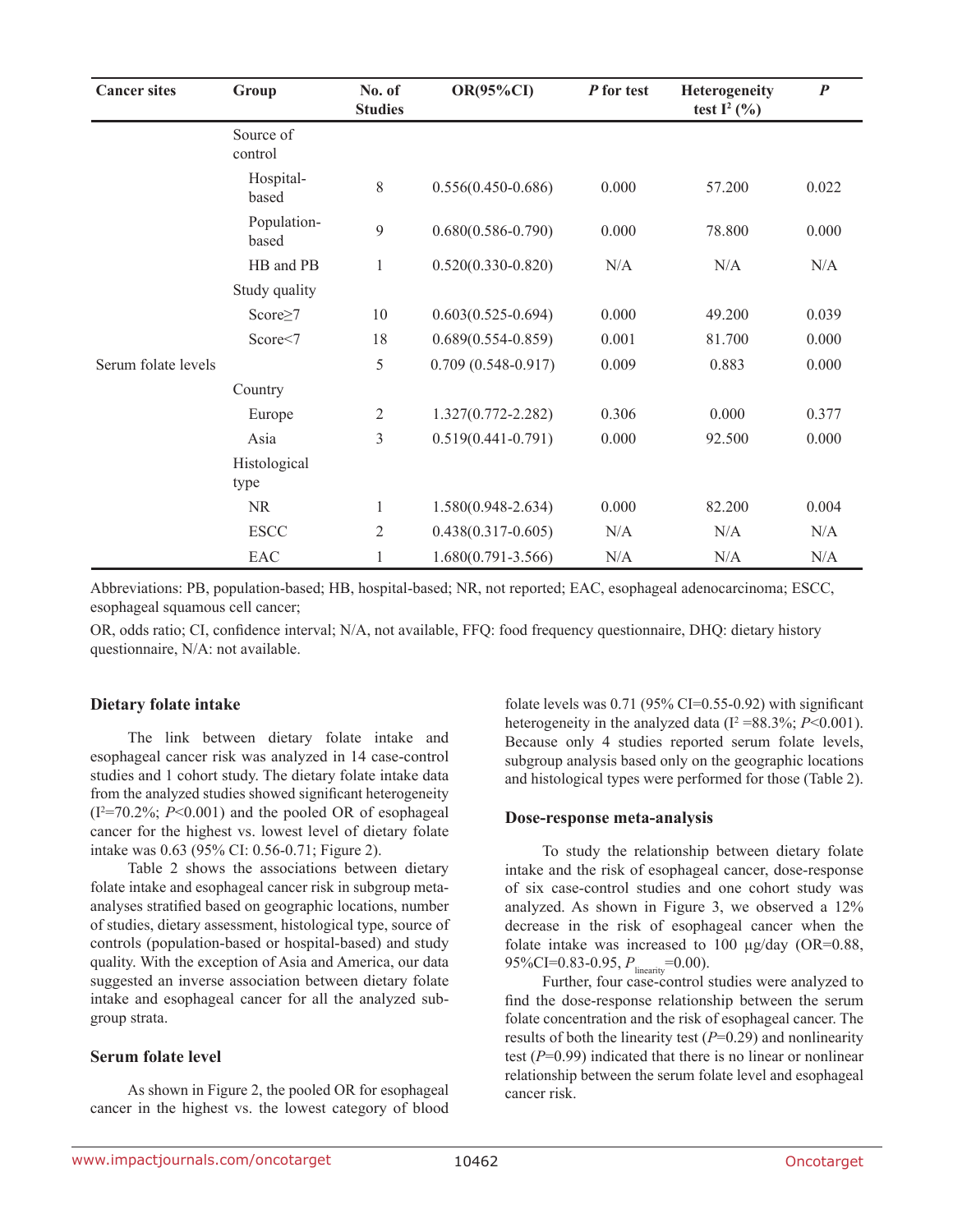| Cancer sites | Group | No. of Studies | OR(95%CI) | *P* for test | Heterogeneity test $I^2$ (%) | *P* |
|---|---|---|---|---|---|---|
| | Source of control | | | | | |
| | Hospital-based | 8 | 0.556(0.450-0.686) | 0.000 | 57.200 | 0.022 |
| | Population-based | 9 | 0.680(0.586-0.790) | 0.000 | 78.800 | 0.000 |
| | HB and PB | 1 | 0.520(0.330-0.820) | N/A | N/A | N/A |
| | Study quality | | | | | |
| | Score≥7 | 10 | 0.603(0.525-0.694) | 0.000 | 49.200 | 0.039 |
| | Score<7 | 18 | 0.689(0.554-0.859) | 0.001 | 81.700 | 0.000 |
| Serum folate levels | | 5 | 0.709 (0.548-0.917) | 0.009 | 0.883 | 0.000 |
| | Country | | | | | |
| | Europe | 2 | 1.327(0.772-2.282) | 0.306 | 0.000 | 0.377 |
| | Asia | 3 | 0.519(0.441-0.791) | 0.000 | 92.500 | 0.000 |
| | Histological type | | | | | |
| | NR | 1 | 1.580(0.948-2.634) | 0.000 | 82.200 | 0.004 |
| | ESCC | 2 | 0.438(0.317-0.605) | N/A | N/A | N/A |
| | EAC | 1 | 1.680(0.791-3.566) | N/A | N/A | N/A |

Abbreviations: PB, population-based; HB, hospital-based; NR, not reported; EAC, esophageal adenocarcinoma; ESCC, esophageal squamous cell cancer;

OR, odds ratio; CI, confidence interval; N/A, not available, FFQ: food frequency questionnaire, DHQ: dietary history questionnaire, N/A: not available.

### Dietary folate intake

The link between dietary folate intake and esophageal cancer risk was analyzed in 14 case-control studies and 1 cohort study. The dietary folate intake data from the analyzed studies showed significant heterogeneity ($I^2$=70.2%; *P*<0.001) and the pooled OR of esophageal cancer for the highest vs. lowest level of dietary folate intake was 0.63 (95% CI: 0.56-0.71; Figure 2).

Table 2 shows the associations between dietary folate intake and esophageal cancer risk in subgroup meta-analyses stratified based on geographic locations, number of studies, dietary assessment, histological type, source of controls (population-based or hospital-based) and study quality. With the exception of Asia and America, our data suggested an inverse association between dietary folate intake and esophageal cancer for all the analyzed subgroup strata.

### Serum folate level

As shown in Figure 2, the pooled OR for esophageal cancer in the highest vs. the lowest category of blood folate levels was 0.71 (95% CI=0.55-0.92) with significant heterogeneity in the analyzed data ($I^2$ =88.3%; *P*<0.001). Because only 4 studies reported serum folate levels, subgroup analysis based only on the geographic locations and histological types were performed for those (Table 2).

### Dose-response meta-analysis

To study the relationship between dietary folate intake and the risk of esophageal cancer, dose-response of six case-control studies and one cohort study was analyzed. As shown in Figure 3, we observed a 12% decrease in the risk of esophageal cancer when the folate intake was increased to 100 µg/day (OR=0.88, 95%CI=0.83-0.95, $P_{\text{linearity}}$=0.00).

Further, four case-control studies were analyzed to find the dose-response relationship between the serum folate concentration and the risk of esophageal cancer. The results of both the linearity test (*P*=0.29) and nonlinearity test (*P*=0.99) indicated that there is no linear or nonlinear relationship between the serum folate level and esophageal cancer risk.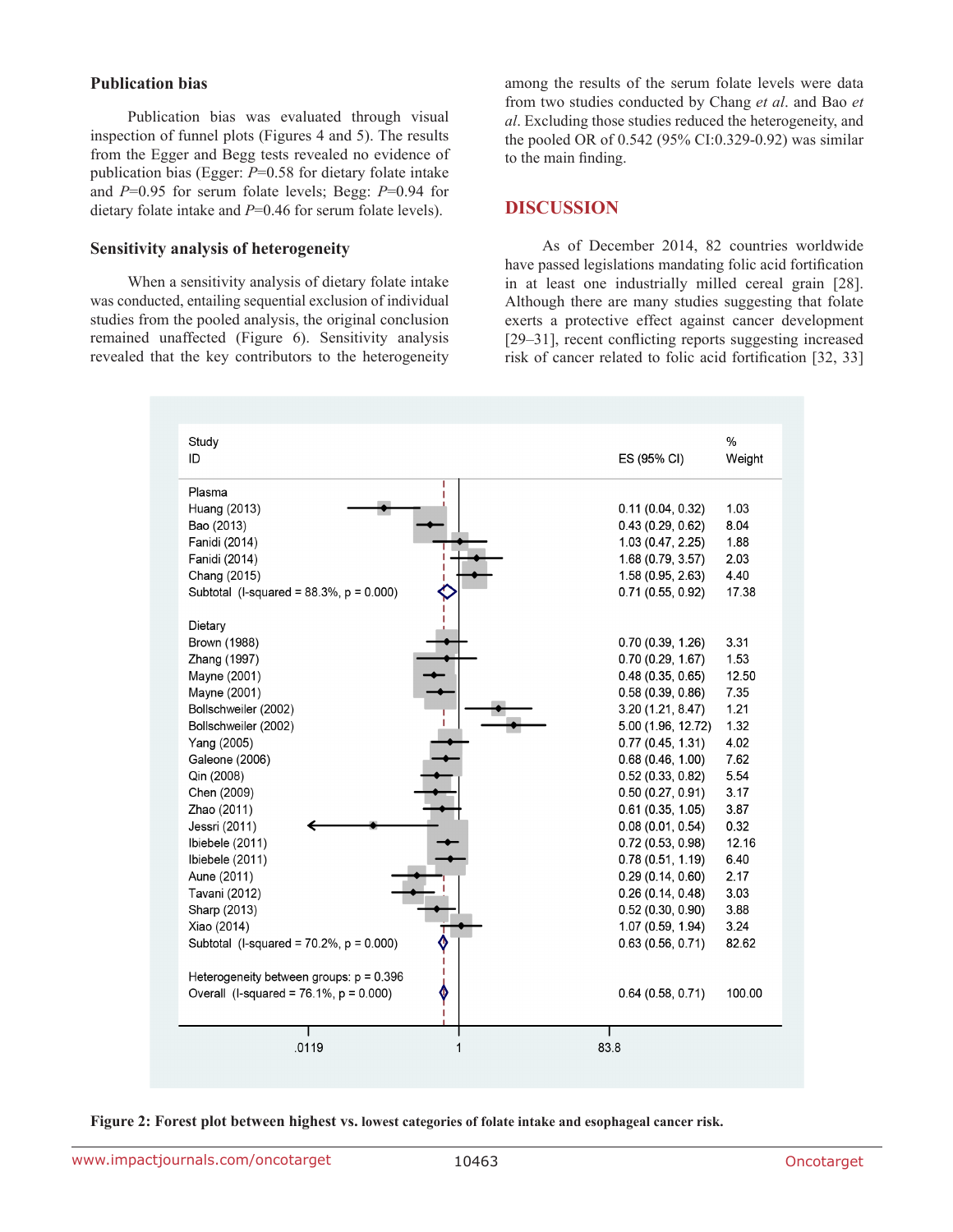### Publication bias

Publication bias was evaluated through visual inspection of funnel plots (Figures 4 and 5). The results from the Egger and Begg tests revealed no evidence of publication bias (Egger: $P$=0.58 for dietary folate intake and $P$=0.95 for serum folate levels; Begg: $P$=0.94 for dietary folate intake and $P$=0.46 for serum folate levels).

### Sensitivity analysis of heterogeneity

When a sensitivity analysis of dietary folate intake was conducted, entailing sequential exclusion of individual studies from the pooled analysis, the original conclusion remained unaffected (Figure 6). Sensitivity analysis revealed that the key contributors to the heterogeneity among the results of the serum folate levels were data from two studies conducted by Chang *et al*. and Bao *et al*. Excluding those studies reduced the heterogeneity, and the pooled OR of 0.542 (95% CI:0.329-0.92) was similar to the main finding.

## DISCUSSION

As of December 2014, 82 countries worldwide have passed legislations mandating folic acid fortification in at least one industrially milled cereal grain [28]. Although there are many studies suggesting that folate exerts a protective effect against cancer development [29–31], recent conflicting reports suggesting increased risk of cancer related to folic acid fortification [32, 33]

| Study ID | ES (95% CI) | % Weight |
|---|---|---|
| **Plasma** | | |
| Huang (2013) | 0.11 (0.04, 0.32) | 1.03 |
| Bao (2013) | 0.43 (0.29, 0.62) | 8.04 |
| Fanidi (2014) | 1.03 (0.47, 2.25) | 1.88 |
| Fanidi (2014) | 1.68 (0.79, 3.57) | 2.03 |
| Chang (2015) | 1.58 (0.95, 2.63) | 4.40 |
| Subtotal (I-squared = 88.3%, p = 0.000) | 0.71 (0.55, 0.92) | 17.38 |
| **Dietary** | | |
| Brown (1988) | 0.70 (0.39, 1.26) | 3.31 |
| Zhang (1997) | 0.70 (0.29, 1.67) | 1.53 |
| Mayne (2001) | 0.48 (0.35, 0.65) | 12.50 |
| Mayne (2001) | 0.58 (0.39, 0.86) | 7.35 |
| Bollschweiler (2002) | 3.20 (1.21, 8.47) | 1.21 |
| Bollschweiler (2002) | 5.00 (1.96, 12.72) | 1.32 |
| Yang (2005) | 0.77 (0.45, 1.31) | 4.02 |
| Galeone (2006) | 0.68 (0.46, 1.00) | 7.62 |
| Qin (2008) | 0.52 (0.33, 0.82) | 5.54 |
| Chen (2009) | 0.50 (0.27, 0.91) | 3.17 |
| Zhao (2011) | 0.61 (0.35, 1.05) | 3.87 |
| Jessri (2011) | 0.08 (0.01, 0.54) | 0.32 |
| Ibiebele (2011) | 0.72 (0.53, 0.98) | 12.16 |
| Ibiebele (2011) | 0.78 (0.51, 1.19) | 6.40 |
| Aune (2011) | 0.29 (0.14, 0.60) | 2.17 |
| Tavani (2012) | 0.26 (0.14, 0.48) | 3.03 |
| Sharp (2013) | 0.52 (0.30, 0.90) | 3.88 |
| Xiao (2014) | 1.07 (0.59, 1.94) | 3.24 |
| Subtotal (I-squared = 70.2%, p = 0.000) | 0.63 (0.56, 0.71) | 82.62 |
| Heterogeneity between groups: p = 0.396 | | |
| Overall (I-squared = 76.1%, p = 0.000) | 0.64 (0.58, 0.71) | 100.00 |

Axis: .0119 — 1 — 83.8

**Figure 2: Forest plot between highest vs. lowest categories of folate intake and esophageal cancer risk.**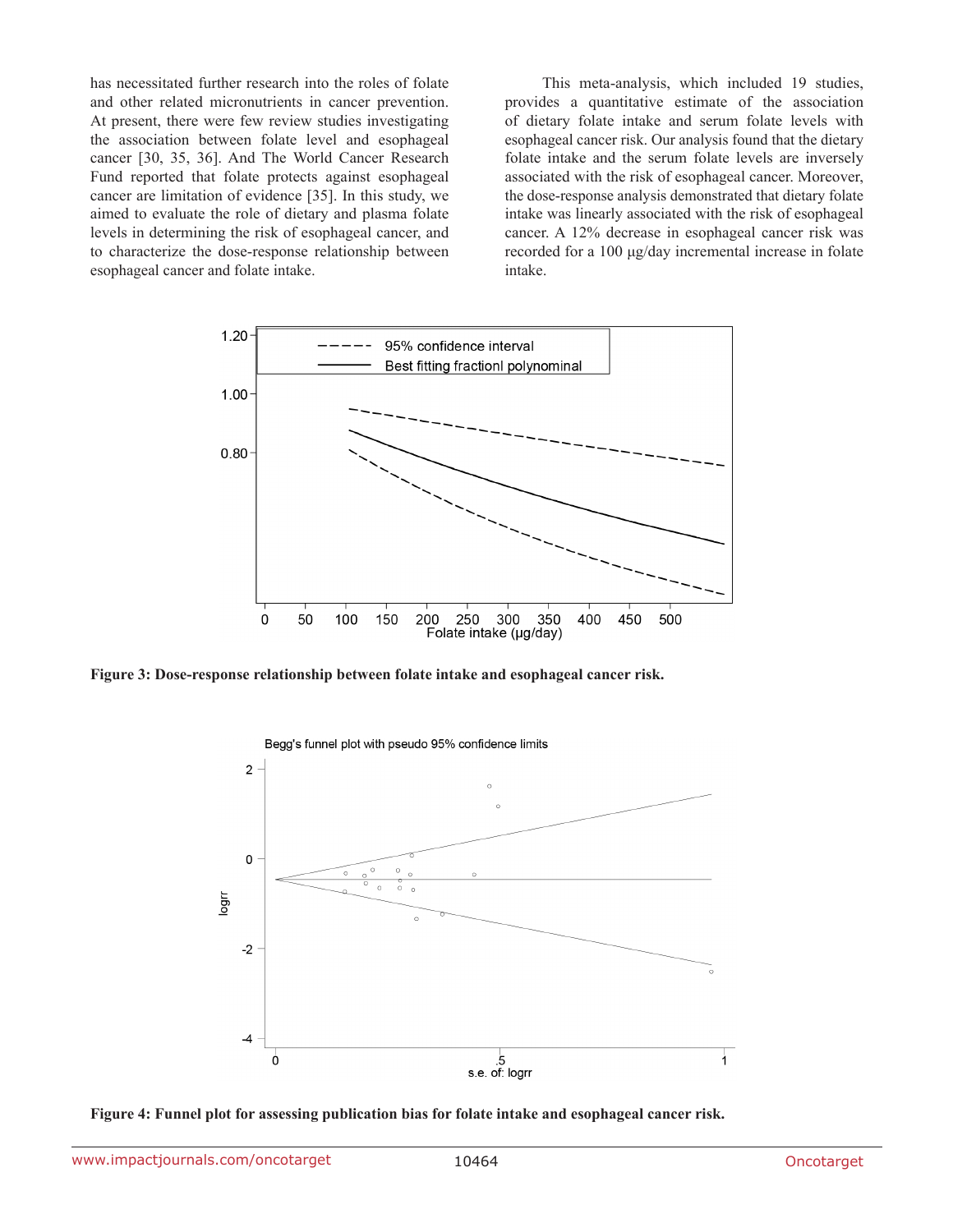has necessitated further research into the roles of folate and other related micronutrients in cancer prevention. At present, there were few review studies investigating the association between folate level and esophageal cancer [30, 35, 36]. And The World Cancer Research Fund reported that folate protects against esophageal cancer are limitation of evidence [35]. In this study, we aimed to evaluate the role of dietary and plasma folate levels in determining the risk of esophageal cancer, and to characterize the dose-response relationship between esophageal cancer and folate intake.

This meta-analysis, which included 19 studies, provides a quantitative estimate of the association of dietary folate intake and serum folate levels with esophageal cancer risk. Our analysis found that the dietary folate intake and the serum folate levels are inversely associated with the risk of esophageal cancer. Moreover, the dose-response analysis demonstrated that dietary folate intake was linearly associated with the risk of esophageal cancer. A 12% decrease in esophageal cancer risk was recorded for a 100 μg/day incremental increase in folate intake.

**Figure 3: Dose-response relationship between folate intake and esophageal cancer risk.**

**Figure 4: Funnel plot for assessing publication bias for folate intake and esophageal cancer risk.**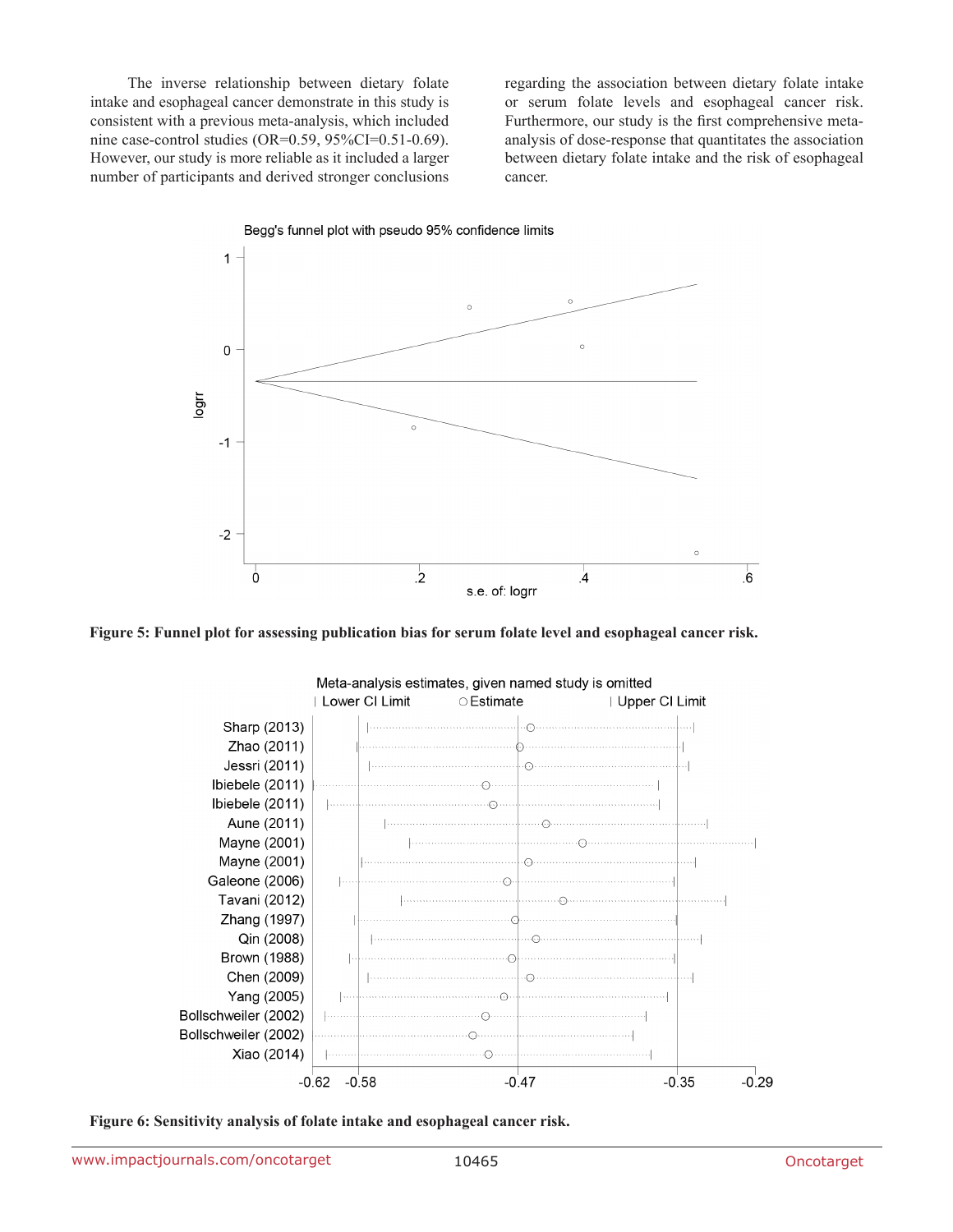The inverse relationship between dietary folate intake and esophageal cancer demonstrate in this study is consistent with a previous meta-analysis, which included nine case-control studies (OR=0.59, 95%CI=0.51-0.69). However, our study is more reliable as it included a larger number of participants and derived stronger conclusions regarding the association between dietary folate intake or serum folate levels and esophageal cancer risk. Furthermore, our study is the first comprehensive meta-analysis of dose-response that quantitates the association between dietary folate intake and the risk of esophageal cancer.

**Figure 5: Funnel plot for assessing publication bias for serum folate level and esophageal cancer risk.**

**Figure 6: Sensitivity analysis of folate intake and esophageal cancer risk.**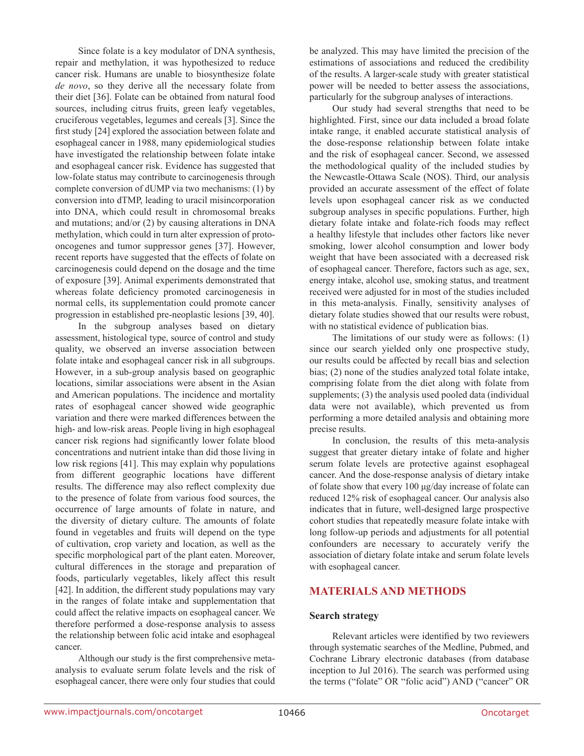Since folate is a key modulator of DNA synthesis, repair and methylation, it was hypothesized to reduce cancer risk. Humans are unable to biosynthesize folate *de novo*, so they derive all the necessary folate from their diet [36]. Folate can be obtained from natural food sources, including citrus fruits, green leafy vegetables, cruciferous vegetables, legumes and cereals [3]. Since the first study [24] explored the association between folate and esophageal cancer in 1988, many epidemiological studies have investigated the relationship between folate intake and esophageal cancer risk. Evidence has suggested that low-folate status may contribute to carcinogenesis through complete conversion of dUMP via two mechanisms: (1) by conversion into dTMP, leading to uracil misincorporation into DNA, which could result in chromosomal breaks and mutations; and/or (2) by causing alterations in DNA methylation, which could in turn alter expression of proto-oncogenes and tumor suppressor genes [37]. However, recent reports have suggested that the effects of folate on carcinogenesis could depend on the dosage and the time of exposure [39]. Animal experiments demonstrated that whereas folate deficiency promoted carcinogenesis in normal cells, its supplementation could promote cancer progression in established pre-neoplastic lesions [39, 40].

In the subgroup analyses based on dietary assessment, histological type, source of control and study quality, we observed an inverse association between folate intake and esophageal cancer risk in all subgroups. However, in a sub-group analysis based on geographic locations, similar associations were absent in the Asian and American populations. The incidence and mortality rates of esophageal cancer showed wide geographic variation and there were marked differences between the high- and low-risk areas. People living in high esophageal cancer risk regions had significantly lower folate blood concentrations and nutrient intake than did those living in low risk regions [41]. This may explain why populations from different geographic locations have different results. The difference may also reflect complexity due to the presence of folate from various food sources, the occurrence of large amounts of folate in nature, and the diversity of dietary culture. The amounts of folate found in vegetables and fruits will depend on the type of cultivation, crop variety and location, as well as the specific morphological part of the plant eaten. Moreover, cultural differences in the storage and preparation of foods, particularly vegetables, likely affect this result [42]. In addition, the different study populations may vary in the ranges of folate intake and supplementation that could affect the relative impacts on esophageal cancer. We therefore performed a dose-response analysis to assess the relationship between folic acid intake and esophageal cancer.

Although our study is the first comprehensive meta-analysis to evaluate serum folate levels and the risk of esophageal cancer, there were only four studies that could be analyzed. This may have limited the precision of the estimations of associations and reduced the credibility of the results. A larger-scale study with greater statistical power will be needed to better assess the associations, particularly for the subgroup analyses of interactions.

Our study had several strengths that need to be highlighted. First, since our data included a broad folate intake range, it enabled accurate statistical analysis of the dose-response relationship between folate intake and the risk of esophageal cancer. Second, we assessed the methodological quality of the included studies by the Newcastle-Ottawa Scale (NOS). Third, our analysis provided an accurate assessment of the effect of folate levels upon esophageal cancer risk as we conducted subgroup analyses in specific populations. Further, high dietary folate intake and folate-rich foods may reflect a healthy lifestyle that includes other factors like never smoking, lower alcohol consumption and lower body weight that have been associated with a decreased risk of esophageal cancer. Therefore, factors such as age, sex, energy intake, alcohol use, smoking status, and treatment received were adjusted for in most of the studies included in this meta-analysis. Finally, sensitivity analyses of dietary folate studies showed that our results were robust, with no statistical evidence of publication bias.

The limitations of our study were as follows: (1) since our search yielded only one prospective study, our results could be affected by recall bias and selection bias; (2) none of the studies analyzed total folate intake, comprising folate from the diet along with folate from supplements; (3) the analysis used pooled data (individual data were not available), which prevented us from performing a more detailed analysis and obtaining more precise results.

In conclusion, the results of this meta-analysis suggest that greater dietary intake of folate and higher serum folate levels are protective against esophageal cancer. And the dose-response analysis of dietary intake of folate show that every 100 μg/day increase of folate can reduced 12% risk of esophageal cancer. Our analysis also indicates that in future, well-designed large prospective cohort studies that repeatedly measure folate intake with long follow-up periods and adjustments for all potential confounders are necessary to accurately verify the association of dietary folate intake and serum folate levels with esophageal cancer.

## MATERIALS AND METHODS

### Search strategy

Relevant articles were identified by two reviewers through systematic searches of the Medline, Pubmed, and Cochrane Library electronic databases (from database inception to Jul 2016). The search was performed using the terms ("folate" OR "folic acid") AND ("cancer" OR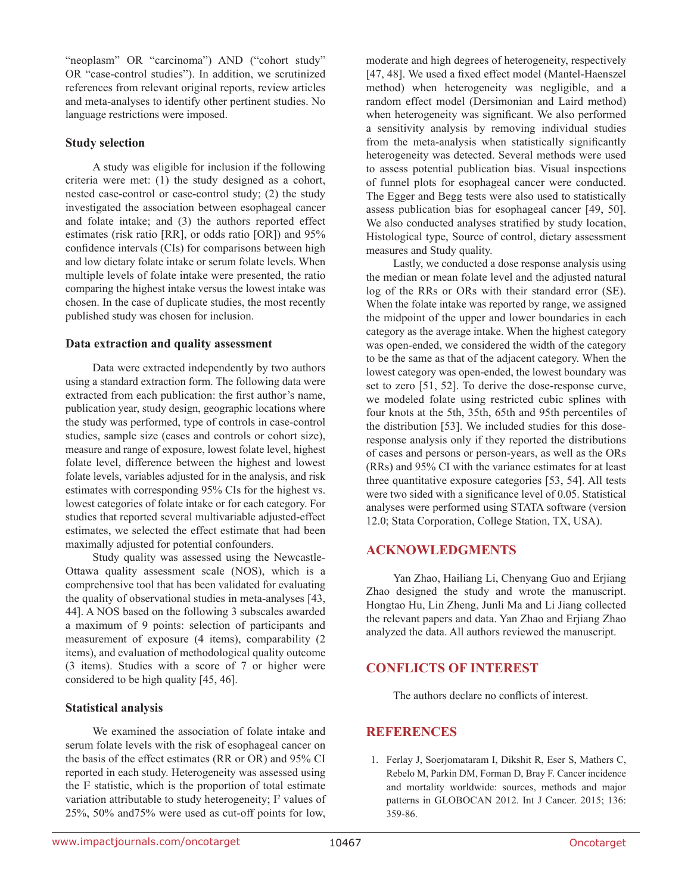"neoplasm" OR "carcinoma") AND ("cohort study" OR "case-control studies"). In addition, we scrutinized references from relevant original reports, review articles and meta-analyses to identify other pertinent studies. No language restrictions were imposed.

### Study selection

A study was eligible for inclusion if the following criteria were met: (1) the study designed as a cohort, nested case-control or case-control study; (2) the study investigated the association between esophageal cancer and folate intake; and (3) the authors reported effect estimates (risk ratio [RR], or odds ratio [OR]) and 95% confidence intervals (CIs) for comparisons between high and low dietary folate intake or serum folate levels. When multiple levels of folate intake were presented, the ratio comparing the highest intake versus the lowest intake was chosen. In the case of duplicate studies, the most recently published study was chosen for inclusion.

### Data extraction and quality assessment

Data were extracted independently by two authors using a standard extraction form. The following data were extracted from each publication: the first author's name, publication year, study design, geographic locations where the study was performed, type of controls in case-control studies, sample size (cases and controls or cohort size), measure and range of exposure, lowest folate level, highest folate level, difference between the highest and lowest folate levels, variables adjusted for in the analysis, and risk estimates with corresponding 95% CIs for the highest vs. lowest categories of folate intake or for each category. For studies that reported several multivariable adjusted-effect estimates, we selected the effect estimate that had been maximally adjusted for potential confounders.

Study quality was assessed using the Newcastle-Ottawa quality assessment scale (NOS), which is a comprehensive tool that has been validated for evaluating the quality of observational studies in meta-analyses [43, 44]. A NOS based on the following 3 subscales awarded a maximum of 9 points: selection of participants and measurement of exposure (4 items), comparability (2 items), and evaluation of methodological quality outcome (3 items). Studies with a score of 7 or higher were considered to be high quality [45, 46].

### Statistical analysis

We examined the association of folate intake and serum folate levels with the risk of esophageal cancer on the basis of the effect estimates (RR or OR) and 95% CI reported in each study. Heterogeneity was assessed using the $I^2$ statistic, which is the proportion of total estimate variation attributable to study heterogeneity; $I^2$ values of 25%, 50% and75% were used as cut-off points for low, moderate and high degrees of heterogeneity, respectively [47, 48]. We used a fixed effect model (Mantel-Haenszel method) when heterogeneity was negligible, and a random effect model (Dersimonian and Laird method) when heterogeneity was significant. We also performed a sensitivity analysis by removing individual studies from the meta-analysis when statistically significant heterogeneity was detected. Several methods were used to assess potential publication bias. Visual inspections of funnel plots for esophageal cancer were conducted. The Egger and Begg tests were also used to statistically assess publication bias for esophageal cancer [49, 50]. We also conducted analyses stratified by study location, Histological type, Source of control, dietary assessment measures and Study quality.

Lastly, we conducted a dose response analysis using the median or mean folate level and the adjusted natural log of the RRs or ORs with their standard error (SE). When the folate intake was reported by range, we assigned the midpoint of the upper and lower boundaries in each category as the average intake. When the highest category was open-ended, we considered the width of the category to be the same as that of the adjacent category. When the lowest category was open-ended, the lowest boundary was set to zero [51, 52]. To derive the dose-response curve, we modeled folate using restricted cubic splines with four knots at the 5th, 35th, 65th and 95th percentiles of the distribution [53]. We included studies for this dose-response analysis only if they reported the distributions of cases and persons or person-years, as well as the ORs (RRs) and 95% CI with the variance estimates for at least three quantitative exposure categories [53, 54]. All tests were two sided with a significance level of 0.05. Statistical analyses were performed using STATA software (version 12.0; Stata Corporation, College Station, TX, USA).

## ACKNOWLEDGMENTS

Yan Zhao, Hailiang Li, Chenyang Guo and Erjiang Zhao designed the study and wrote the manuscript. Hongtao Hu, Lin Zheng, Junli Ma and Li Jiang collected the relevant papers and data. Yan Zhao and Erjiang Zhao analyzed the data. All authors reviewed the manuscript.

## CONFLICTS OF INTEREST

The authors declare no conflicts of interest.

## REFERENCES

1. Ferlay J, Soerjomataram I, Dikshit R, Eser S, Mathers C, Rebelo M, Parkin DM, Forman D, Bray F. Cancer incidence and mortality worldwide: sources, methods and major patterns in GLOBOCAN 2012. Int J Cancer. 2015; 136: 359-86.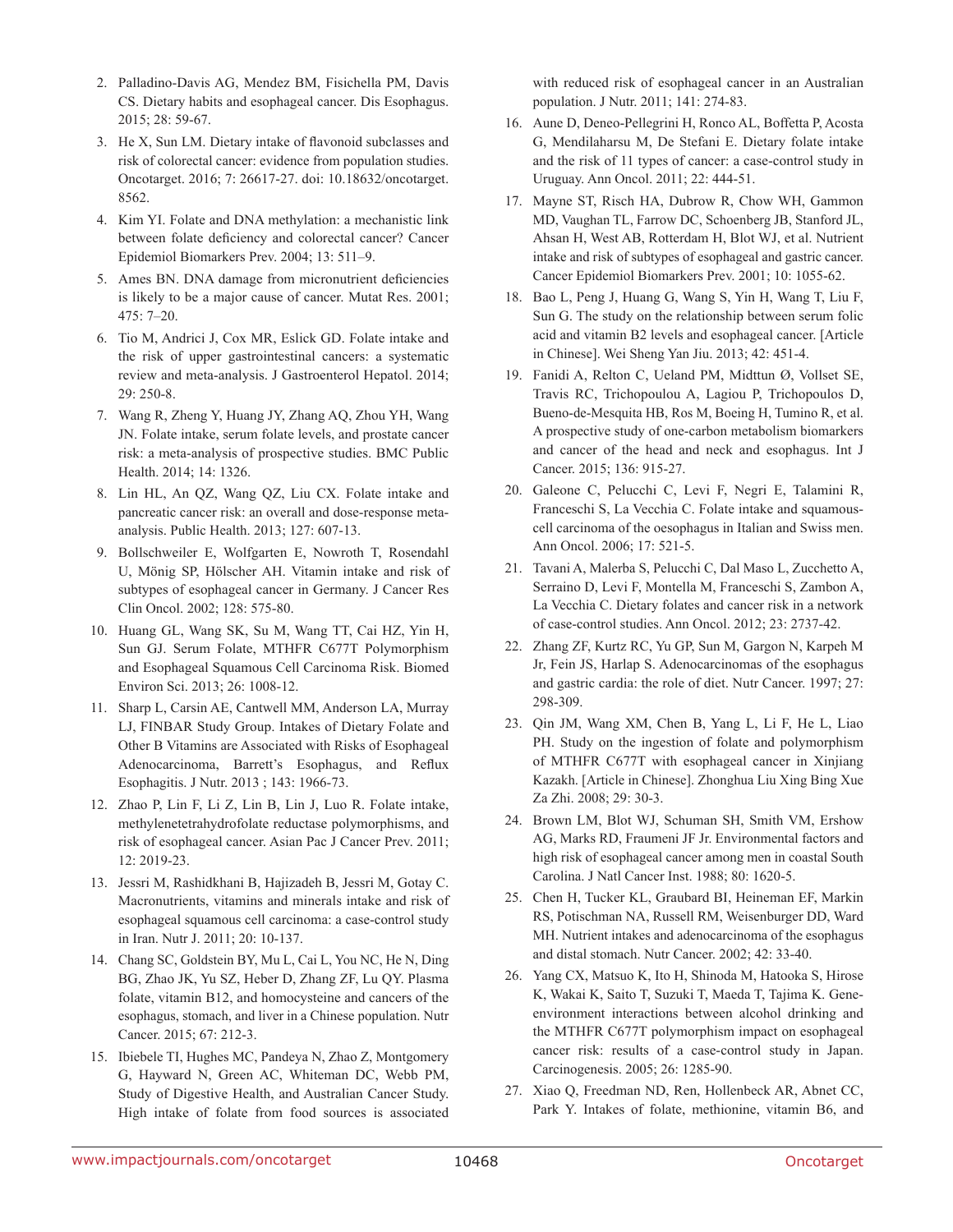2. Palladino-Davis AG, Mendez BM, Fisichella PM, Davis CS. Dietary habits and esophageal cancer. Dis Esophagus. 2015; 28: 59-67.
3. He X, Sun LM. Dietary intake of flavonoid subclasses and risk of colorectal cancer: evidence from population studies. Oncotarget. 2016; 7: 26617-27. doi: 10.18632/oncotarget.8562.
4. Kim YI. Folate and DNA methylation: a mechanistic link between folate deficiency and colorectal cancer? Cancer Epidemiol Biomarkers Prev. 2004; 13: 511–9.
5. Ames BN. DNA damage from micronutrient deficiencies is likely to be a major cause of cancer. Mutat Res. 2001; 475: 7–20.
6. Tio M, Andrici J, Cox MR, Eslick GD. Folate intake and the risk of upper gastrointestinal cancers: a systematic review and meta-analysis. J Gastroenterol Hepatol. 2014; 29: 250-8.
7. Wang R, Zheng Y, Huang JY, Zhang AQ, Zhou YH, Wang JN. Folate intake, serum folate levels, and prostate cancer risk: a meta-analysis of prospective studies. BMC Public Health. 2014; 14: 1326.
8. Lin HL, An QZ, Wang QZ, Liu CX. Folate intake and pancreatic cancer risk: an overall and dose-response meta-analysis. Public Health. 2013; 127: 607-13.
9. Bollschweiler E, Wolfgarten E, Nowroth T, Rosendahl U, Mönig SP, Hölscher AH. Vitamin intake and risk of subtypes of esophageal cancer in Germany. J Cancer Res Clin Oncol. 2002; 128: 575-80.
10. Huang GL, Wang SK, Su M, Wang TT, Cai HZ, Yin H, Sun GJ. Serum Folate, MTHFR C677T Polymorphism and Esophageal Squamous Cell Carcinoma Risk. Biomed Environ Sci. 2013; 26: 1008-12.
11. Sharp L, Carsin AE, Cantwell MM, Anderson LA, Murray LJ, FINBAR Study Group. Intakes of Dietary Folate and Other B Vitamins are Associated with Risks of Esophageal Adenocarcinoma, Barrett's Esophagus, and Reflux Esophagitis. J Nutr. 2013 ; 143: 1966-73.
12. Zhao P, Lin F, Li Z, Lin B, Lin J, Luo R. Folate intake, methylenetetrahydrofolate reductase polymorphisms, and risk of esophageal cancer. Asian Pac J Cancer Prev. 2011; 12: 2019-23.
13. Jessri M, Rashidkhani B, Hajizadeh B, Jessri M, Gotay C. Macronutrients, vitamins and minerals intake and risk of esophageal squamous cell carcinoma: a case-control study in Iran. Nutr J. 2011; 20: 10-137.
14. Chang SC, Goldstein BY, Mu L, Cai L, You NC, He N, Ding BG, Zhao JK, Yu SZ, Heber D, Zhang ZF, Lu QY. Plasma folate, vitamin B12, and homocysteine and cancers of the esophagus, stomach, and liver in a Chinese population. Nutr Cancer. 2015; 67: 212-3.
15. Ibiebele TI, Hughes MC, Pandeya N, Zhao Z, Montgomery G, Hayward N, Green AC, Whiteman DC, Webb PM, Study of Digestive Health, and Australian Cancer Study. High intake of folate from food sources is associated with reduced risk of esophageal cancer in an Australian population. J Nutr. 2011; 141: 274-83.
16. Aune D, Deneo-Pellegrini H, Ronco AL, Boffetta P, Acosta G, Mendilaharsu M, De Stefani E. Dietary folate intake and the risk of 11 types of cancer: a case-control study in Uruguay. Ann Oncol. 2011; 22: 444-51.
17. Mayne ST, Risch HA, Dubrow R, Chow WH, Gammon MD, Vaughan TL, Farrow DC, Schoenberg JB, Stanford JL, Ahsan H, West AB, Rotterdam H, Blot WJ, et al. Nutrient intake and risk of subtypes of esophageal and gastric cancer. Cancer Epidemiol Biomarkers Prev. 2001; 10: 1055-62.
18. Bao L, Peng J, Huang G, Wang S, Yin H, Wang T, Liu F, Sun G. The study on the relationship between serum folic acid and vitamin B2 levels and esophageal cancer. [Article in Chinese]. Wei Sheng Yan Jiu. 2013; 42: 451-4.
19. Fanidi A, Relton C, Ueland PM, Midttun Ø, Vollset SE, Travis RC, Trichopoulou A, Lagiou P, Trichopoulos D, Bueno-de-Mesquita HB, Ros M, Boeing H, Tumino R, et al. A prospective study of one-carbon metabolism biomarkers and cancer of the head and neck and esophagus. Int J Cancer. 2015; 136: 915-27.
20. Galeone C, Pelucchi C, Levi F, Negri E, Talamini R, Franceschi S, La Vecchia C. Folate intake and squamous-cell carcinoma of the oesophagus in Italian and Swiss men. Ann Oncol. 2006; 17: 521-5.
21. Tavani A, Malerba S, Pelucchi C, Dal Maso L, Zucchetto A, Serraino D, Levi F, Montella M, Franceschi S, Zambon A, La Vecchia C. Dietary folates and cancer risk in a network of case-control studies. Ann Oncol. 2012; 23: 2737-42.
22. Zhang ZF, Kurtz RC, Yu GP, Sun M, Gargon N, Karpeh M Jr, Fein JS, Harlap S. Adenocarcinomas of the esophagus and gastric cardia: the role of diet. Nutr Cancer. 1997; 27: 298-309.
23. Qin JM, Wang XM, Chen B, Yang L, Li F, He L, Liao PH. Study on the ingestion of folate and polymorphism of MTHFR C677T with esophageal cancer in Xinjiang Kazakh. [Article in Chinese]. Zhonghua Liu Xing Bing Xue Za Zhi. 2008; 29: 30-3.
24. Brown LM, Blot WJ, Schuman SH, Smith VM, Ershow AG, Marks RD, Fraumeni JF Jr. Environmental factors and high risk of esophageal cancer among men in coastal South Carolina. J Natl Cancer Inst. 1988; 80: 1620-5.
25. Chen H, Tucker KL, Graubard BI, Heineman EF, Markin RS, Potischman NA, Russell RM, Weisenburger DD, Ward MH. Nutrient intakes and adenocarcinoma of the esophagus and distal stomach. Nutr Cancer. 2002; 42: 33-40.
26. Yang CX, Matsuo K, Ito H, Shinoda M, Hatooka S, Hirose K, Wakai K, Saito T, Suzuki T, Maeda T, Tajima K. Gene-environment interactions between alcohol drinking and the MTHFR C677T polymorphism impact on esophageal cancer risk: results of a case-control study in Japan. Carcinogenesis. 2005; 26: 1285-90.
27. Xiao Q, Freedman ND, Ren, Hollenbeck AR, Abnet CC, Park Y. Intakes of folate, methionine, vitamin B6, and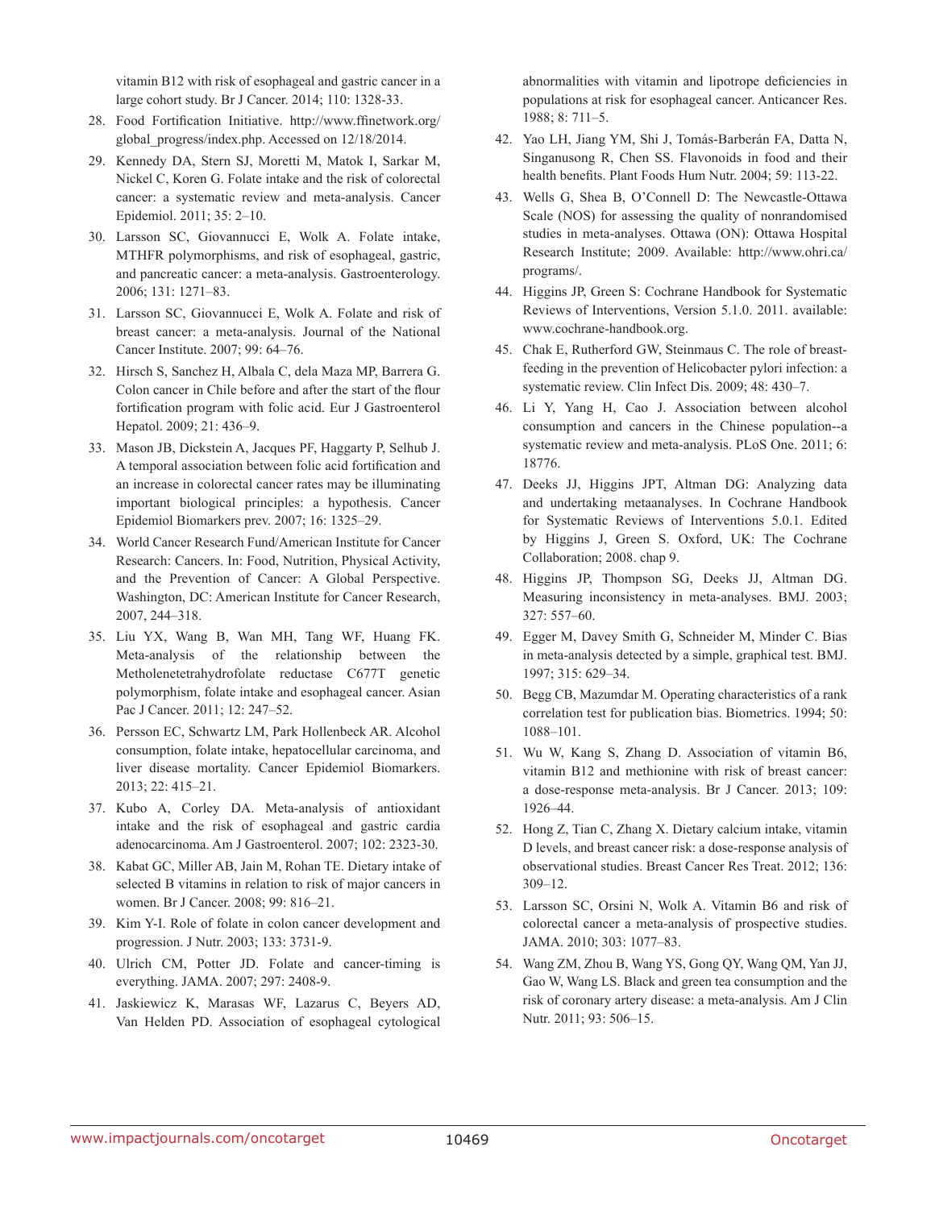vitamin B12 with risk of esophageal and gastric cancer in a large cohort study. Br J Cancer. 2014; 110: 1328-33.

28. Food Fortification Initiative. http://www.ffinetwork.org/global_progress/index.php. Accessed on 12/18/2014.

29. Kennedy DA, Stern SJ, Moretti M, Matok I, Sarkar M, Nickel C, Koren G. Folate intake and the risk of colorectal cancer: a systematic review and meta-analysis. Cancer Epidemiol. 2011; 35: 2–10.

30. Larsson SC, Giovannucci E, Wolk A. Folate intake, MTHFR polymorphisms, and risk of esophageal, gastric, and pancreatic cancer: a meta-analysis. Gastroenterology. 2006; 131: 1271–83.

31. Larsson SC, Giovannucci E, Wolk A. Folate and risk of breast cancer: a meta-analysis. Journal of the National Cancer Institute. 2007; 99: 64–76.

32. Hirsch S, Sanchez H, Albala C, dela Maza MP, Barrera G. Colon cancer in Chile before and after the start of the flour fortification program with folic acid. Eur J Gastroenterol Hepatol. 2009; 21: 436–9.

33. Mason JB, Dickstein A, Jacques PF, Haggarty P, Selhub J. A temporal association between folic acid fortification and an increase in colorectal cancer rates may be illuminating important biological principles: a hypothesis. Cancer Epidemiol Biomarkers prev. 2007; 16: 1325–29.

34. World Cancer Research Fund/American Institute for Cancer Research: Cancers. In: Food, Nutrition, Physical Activity, and the Prevention of Cancer: A Global Perspective. Washington, DC: American Institute for Cancer Research, 2007, 244–318.

35. Liu YX, Wang B, Wan MH, Tang WF, Huang FK. Meta-analysis of the relationship between the Metholenetetrahydrofolate reductase C677T genetic polymorphism, folate intake and esophageal cancer. Asian Pac J Cancer. 2011; 12: 247–52.

36. Persson EC, Schwartz LM, Park Hollenbeck AR. Alcohol consumption, folate intake, hepatocellular carcinoma, and liver disease mortality. Cancer Epidemiol Biomarkers. 2013; 22: 415–21.

37. Kubo A, Corley DA. Meta-analysis of antioxidant intake and the risk of esophageal and gastric cardia adenocarcinoma. Am J Gastroenterol. 2007; 102: 2323-30.

38. Kabat GC, Miller AB, Jain M, Rohan TE. Dietary intake of selected B vitamins in relation to risk of major cancers in women. Br J Cancer. 2008; 99: 816–21.

39. Kim Y-I. Role of folate in colon cancer development and progression. J Nutr. 2003; 133: 3731-9.

40. Ulrich CM, Potter JD. Folate and cancer-timing is everything. JAMA. 2007; 297: 2408-9.

41. Jaskiewicz K, Marasas WF, Lazarus C, Beyers AD, Van Helden PD. Association of esophageal cytological abnormalities with vitamin and lipotrope deficiencies in populations at risk for esophageal cancer. Anticancer Res. 1988; 8: 711–5.

42. Yao LH, Jiang YM, Shi J, Tomás-Barberán FA, Datta N, Singanusong R, Chen SS. Flavonoids in food and their health benefits. Plant Foods Hum Nutr. 2004; 59: 113-22.

43. Wells G, Shea B, O'Connell D: The Newcastle-Ottawa Scale (NOS) for assessing the quality of nonrandomised studies in meta-analyses. Ottawa (ON): Ottawa Hospital Research Institute; 2009. Available: http://www.ohri.ca/programs/.

44. Higgins JP, Green S: Cochrane Handbook for Systematic Reviews of Interventions, Version 5.1.0. 2011. available: www.cochrane-handbook.org.

45. Chak E, Rutherford GW, Steinmaus C. The role of breast-feeding in the prevention of Helicobacter pylori infection: a systematic review. Clin Infect Dis. 2009; 48: 430–7.

46. Li Y, Yang H, Cao J. Association between alcohol consumption and cancers in the Chinese population--a systematic review and meta-analysis. PLoS One. 2011; 6: 18776.

47. Deeks JJ, Higgins JPT, Altman DG: Analyzing data and undertaking metaanalyses. In Cochrane Handbook for Systematic Reviews of Interventions 5.0.1. Edited by Higgins J, Green S. Oxford, UK: The Cochrane Collaboration; 2008. chap 9.

48. Higgins JP, Thompson SG, Deeks JJ, Altman DG. Measuring inconsistency in meta-analyses. BMJ. 2003; 327: 557–60.

49. Egger M, Davey Smith G, Schneider M, Minder C. Bias in meta-analysis detected by a simple, graphical test. BMJ. 1997; 315: 629–34.

50. Begg CB, Mazumdar M. Operating characteristics of a rank correlation test for publication bias. Biometrics. 1994; 50: 1088–101.

51. Wu W, Kang S, Zhang D. Association of vitamin B6, vitamin B12 and methionine with risk of breast cancer: a dose-response meta-analysis. Br J Cancer. 2013; 109: 1926–44.

52. Hong Z, Tian C, Zhang X. Dietary calcium intake, vitamin D levels, and breast cancer risk: a dose-response analysis of observational studies. Breast Cancer Res Treat. 2012; 136: 309–12.

53. Larsson SC, Orsini N, Wolk A. Vitamin B6 and risk of colorectal cancer a meta-analysis of prospective studies. JAMA. 2010; 303: 1077–83.

54. Wang ZM, Zhou B, Wang YS, Gong QY, Wang QM, Yan JJ, Gao W, Wang LS. Black and green tea consumption and the risk of coronary artery disease: a meta-analysis. Am J Clin Nutr. 2011; 93: 506–15.